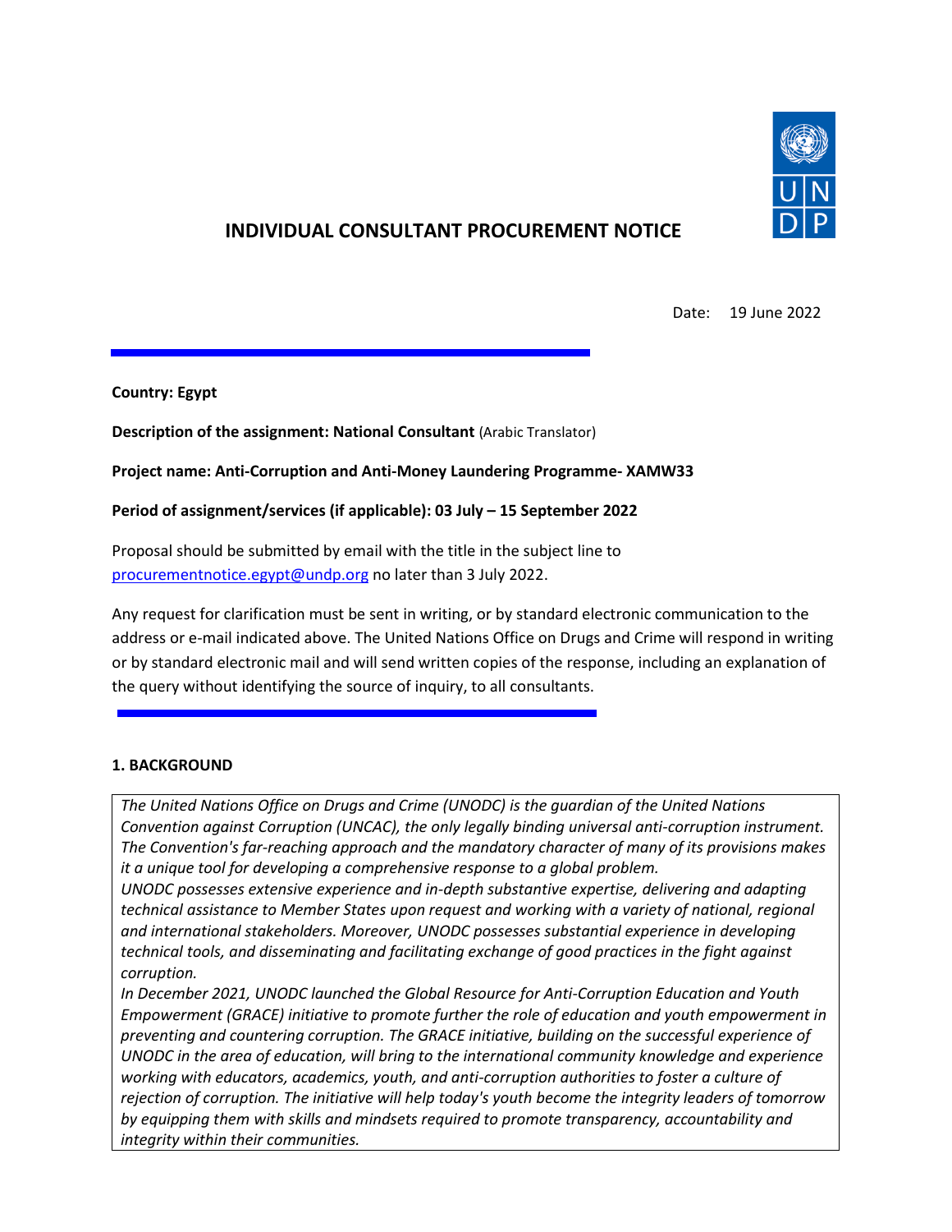# INDIVIDUAL CONSULTANT PROCUREMENT NOTICE

Date: 19 June 2022

**Country: Egypt**

**Description of the assignment: National Consultant** (Arabic Translator)

**Project name: Anti-Corruption and Anti-Money Laundering Programme- XAMW33**

**Period of assignment/services (if applicable): 03 July – 15 September 2022**

Proposal should be submitted by email with the title in the subject line to procurementnotice.egypt@undp.org no later than 3 July 2022.

Any request for clarification must be sent in writing, or by standard electronic communication to the address or e-mail indicated above. The United Nations Office on Drugs and Crime will respond in writing or by standard electronic mail and will send written copies of the response, including an explanation of the query without identifying the source of inquiry, to all consultants.

## 1. BACKGROUND

*The United Nations Office on Drugs and Crime (UNODC) is the guardian of the United Nations Convention against Corruption (UNCAC), the only legally binding universal anti-corruption instrument. The Convention's far-reaching approach and the mandatory character of many of its provisions makes it a unique tool for developing a comprehensive response to a global problem.*

*UNODC possesses extensive experience and in-depth substantive expertise, delivering and adapting technical assistance to Member States upon request and working with a variety of national, regional and international stakeholders. Moreover, UNODC possesses substantial experience in developing technical tools, and disseminating and facilitating exchange of good practices in the fight against corruption.*

*In December 2021, UNODC launched the Global Resource for Anti-Corruption Education and Youth Empowerment (GRACE) initiative to promote further the role of education and youth empowerment in preventing and countering corruption. The GRACE initiative, building on the successful experience of UNODC in the area of education, will bring to the international community knowledge and experience working with educators, academics, youth, and anti-corruption authorities to foster a culture of rejection of corruption. The initiative will help today's youth become the integrity leaders of tomorrow by equipping them with skills and mindsets required to promote transparency, accountability and integrity within their communities.*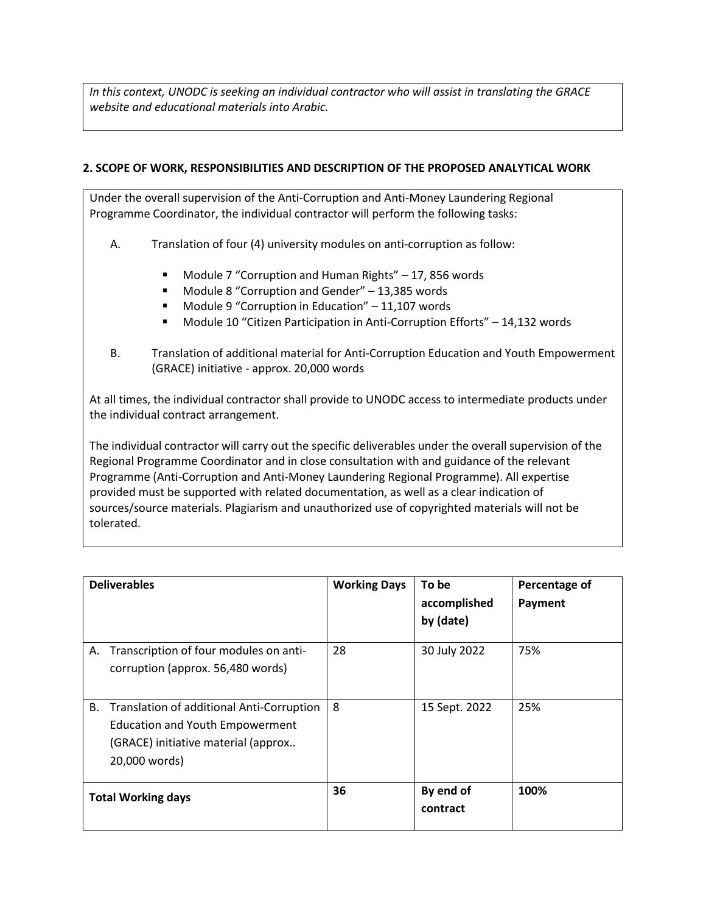*In this context, UNODC is seeking an individual contractor who will assist in translating the GRACE website and educational materials into Arabic.*

## 2. SCOPE OF WORK, RESPONSIBILITIES AND DESCRIPTION OF THE PROPOSED ANALYTICAL WORK

Under the overall supervision of the Anti-Corruption and Anti-Money Laundering Regional Programme Coordinator, the individual contractor will perform the following tasks:

A. Translation of four (4) university modules on anti-corruption as follow:

- Module 7 “Corruption and Human Rights” – 17, 856 words
- Module 8 “Corruption and Gender” – 13,385 words
- Module 9 “Corruption in Education” – 11,107 words
- Module 10 “Citizen Participation in Anti-Corruption Efforts” – 14,132 words

B. Translation of additional material for Anti-Corruption Education and Youth Empowerment (GRACE) initiative - approx. 20,000 words

At all times, the individual contractor shall provide to UNODC access to intermediate products under the individual contract arrangement.

The individual contractor will carry out the specific deliverables under the overall supervision of the Regional Programme Coordinator and in close consultation with and guidance of the relevant Programme (Anti-Corruption and Anti-Money Laundering Regional Programme). All expertise provided must be supported with related documentation, as well as a clear indication of sources/source materials. Plagiarism and unauthorized use of copyrighted materials will not be tolerated.

| **Deliverables** | **Working Days** | **To be accomplished by (date)** | **Percentage of Payment** |
|---|---|---|---|
| A. Transcription of four modules on anti-corruption (approx. 56,480 words) | 28 | 30 July 2022 | 75% |
| B. Translation of additional Anti-Corruption Education and Youth Empowerment (GRACE) initiative material (approx.. 20,000 words) | 8 | 15 Sept. 2022 | 25% |
| **Total Working days** | **36** | **By end of contract** | **100%** |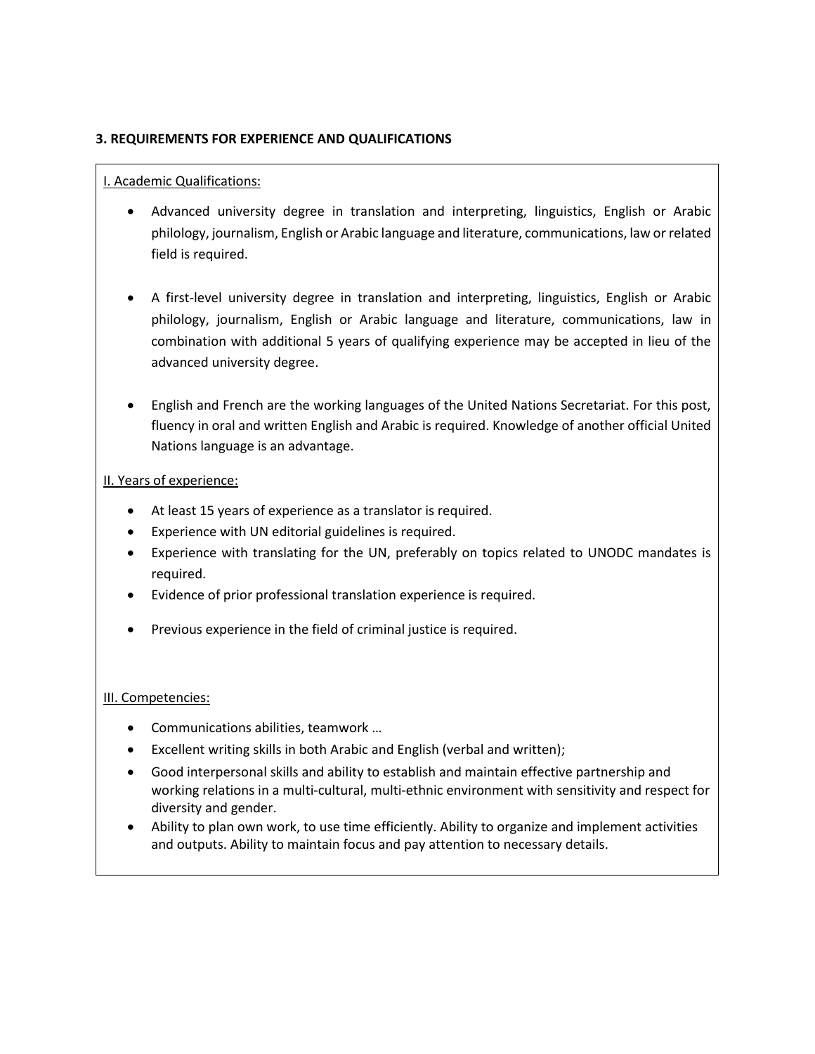**3. REQUIREMENTS FOR EXPERIENCE AND QUALIFICATIONS**

<u>I. Academic Qualifications:</u>

- Advanced university degree in translation and interpreting, linguistics, English or Arabic philology, journalism, English or Arabic language and literature, communications, law or related field is required.
- A first-level university degree in translation and interpreting, linguistics, English or Arabic philology, journalism, English or Arabic language and literature, communications, law in combination with additional 5 years of qualifying experience may be accepted in lieu of the advanced university degree.
- English and French are the working languages of the United Nations Secretariat. For this post, fluency in oral and written English and Arabic is required. Knowledge of another official United Nations language is an advantage.

<u>II. Years of experience:</u>

- At least 15 years of experience as a translator is required.
- Experience with UN editorial guidelines is required.
- Experience with translating for the UN, preferably on topics related to UNODC mandates is required.
- Evidence of prior professional translation experience is required.
- Previous experience in the field of criminal justice is required.

<u>III. Competencies:</u>

- Communications abilities, teamwork …
- Excellent writing skills in both Arabic and English (verbal and written);
- Good interpersonal skills and ability to establish and maintain effective partnership and working relations in a multi-cultural, multi-ethnic environment with sensitivity and respect for diversity and gender.
- Ability to plan own work, to use time efficiently. Ability to organize and implement activities and outputs. Ability to maintain focus and pay attention to necessary details.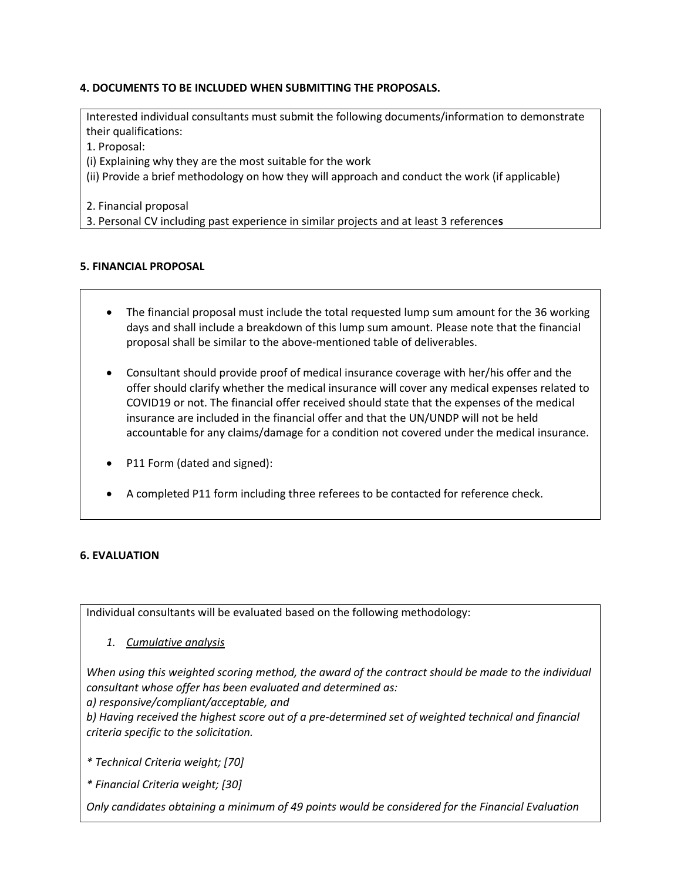**4. DOCUMENTS TO BE INCLUDED WHEN SUBMITTING THE PROPOSALS.**

Interested individual consultants must submit the following documents/information to demonstrate their qualifications:

1. Proposal:

(i) Explaining why they are the most suitable for the work

(ii) Provide a brief methodology on how they will approach and conduct the work (if applicable)

2. Financial proposal

3. Personal CV including past experience in similar projects and at least 3 references

**5. FINANCIAL PROPOSAL**

- The financial proposal must include the total requested lump sum amount for the 36 working days and shall include a breakdown of this lump sum amount. Please note that the financial proposal shall be similar to the above-mentioned table of deliverables.
- Consultant should provide proof of medical insurance coverage with her/his offer and the offer should clarify whether the medical insurance will cover any medical expenses related to COVID19 or not. The financial offer received should state that the expenses of the medical insurance are included in the financial offer and that the UN/UNDP will not be held accountable for any claims/damage for a condition not covered under the medical insurance.
- P11 Form (dated and signed):
- A completed P11 form including three referees to be contacted for reference check.

**6. EVALUATION**

Individual consultants will be evaluated based on the following methodology:

1. *Cumulative analysis*

*When using this weighted scoring method, the award of the contract should be made to the individual consultant whose offer has been evaluated and determined as:*

*a) responsive/compliant/acceptable, and*

*b) Having received the highest score out of a pre-determined set of weighted technical and financial criteria specific to the solicitation.*

*\* Technical Criteria weight; [70]*

*\* Financial Criteria weight; [30]*

*Only candidates obtaining a minimum of 49 points would be considered for the Financial Evaluation*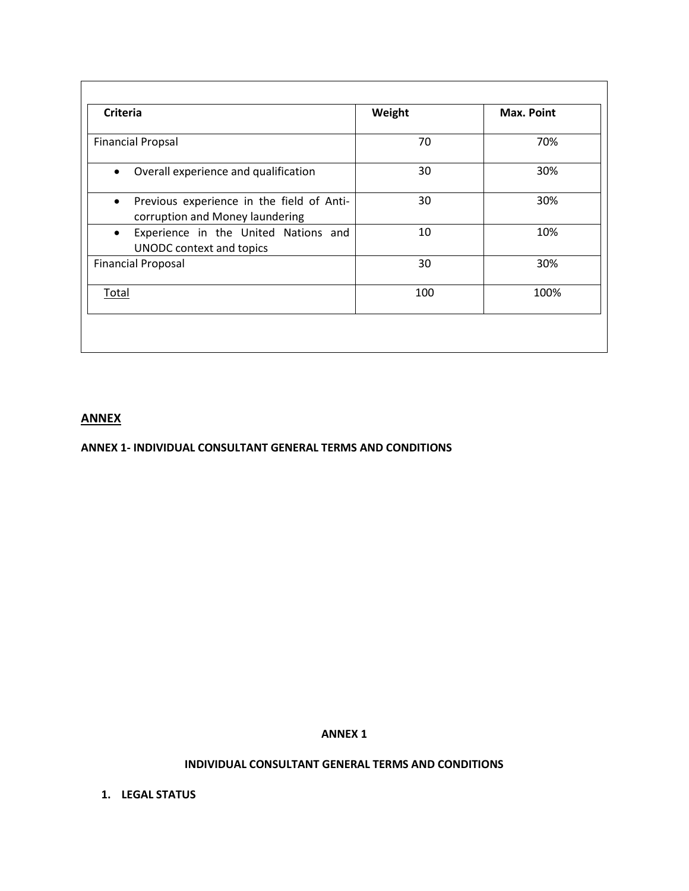| Criteria | Weight | Max. Point |
|---|---|---|
| Financial Propsal | 70 | 70% |
| • Overall experience and qualification | 30 | 30% |
| • Previous experience in the field of Anti-corruption and Money laundering | 30 | 30% |
| • Experience in the United Nations and UNODC context and topics | 10 | 10% |
| Financial Proposal | 30 | 30% |
| Total | 100 | 100% |

## ANNEX

**ANNEX 1- INDIVIDUAL CONSULTANT GENERAL TERMS AND CONDITIONS**

**ANNEX 1**

**INDIVIDUAL CONSULTANT GENERAL TERMS AND CONDITIONS**

1. **LEGAL STATUS**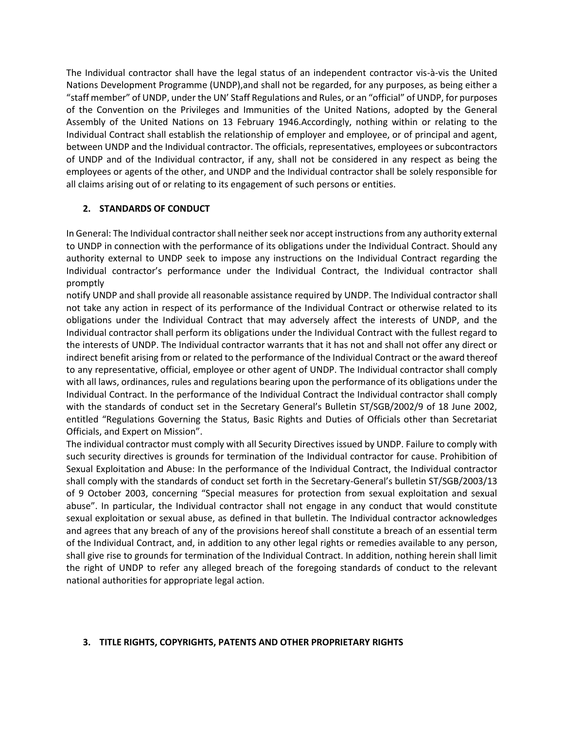The Individual contractor shall have the legal status of an independent contractor vis-à-vis the United Nations Development Programme (UNDP),and shall not be regarded, for any purposes, as being either a "staff member" of UNDP, under the UN' Staff Regulations and Rules, or an "official" of UNDP, for purposes of the Convention on the Privileges and Immunities of the United Nations, adopted by the General Assembly of the United Nations on 13 February 1946.Accordingly, nothing within or relating to the Individual Contract shall establish the relationship of employer and employee, or of principal and agent, between UNDP and the Individual contractor. The officials, representatives, employees or subcontractors of UNDP and of the Individual contractor, if any, shall not be considered in any respect as being the employees or agents of the other, and UNDP and the Individual contractor shall be solely responsible for all claims arising out of or relating to its engagement of such persons or entities.

## 2. STANDARDS OF CONDUCT

In General: The Individual contractor shall neither seek nor accept instructions from any authority external to UNDP in connection with the performance of its obligations under the Individual Contract. Should any authority external to UNDP seek to impose any instructions on the Individual Contract regarding the Individual contractor's performance under the Individual Contract, the Individual contractor shall promptly notify UNDP and shall provide all reasonable assistance required by UNDP. The Individual contractor shall not take any action in respect of its performance of the Individual Contract or otherwise related to its obligations under the Individual Contract that may adversely affect the interests of UNDP, and the Individual contractor shall perform its obligations under the Individual Contract with the fullest regard to the interests of UNDP. The Individual contractor warrants that it has not and shall not offer any direct or indirect benefit arising from or related to the performance of the Individual Contract or the award thereof to any representative, official, employee or other agent of UNDP. The Individual contractor shall comply with all laws, ordinances, rules and regulations bearing upon the performance of its obligations under the Individual Contract. In the performance of the Individual Contract the Individual contractor shall comply with the standards of conduct set in the Secretary General's Bulletin ST/SGB/2002/9 of 18 June 2002, entitled "Regulations Governing the Status, Basic Rights and Duties of Officials other than Secretariat Officials, and Expert on Mission".

The individual contractor must comply with all Security Directives issued by UNDP. Failure to comply with such security directives is grounds for termination of the Individual contractor for cause. Prohibition of Sexual Exploitation and Abuse: In the performance of the Individual Contract, the Individual contractor shall comply with the standards of conduct set forth in the Secretary-General's bulletin ST/SGB/2003/13 of 9 October 2003, concerning "Special measures for protection from sexual exploitation and sexual abuse". In particular, the Individual contractor shall not engage in any conduct that would constitute sexual exploitation or sexual abuse, as defined in that bulletin. The Individual contractor acknowledges and agrees that any breach of any of the provisions hereof shall constitute a breach of an essential term of the Individual Contract, and, in addition to any other legal rights or remedies available to any person, shall give rise to grounds for termination of the Individual Contract. In addition, nothing herein shall limit the right of UNDP to refer any alleged breach of the foregoing standards of conduct to the relevant national authorities for appropriate legal action.

## 3. TITLE RIGHTS, COPYRIGHTS, PATENTS AND OTHER PROPRIETARY RIGHTS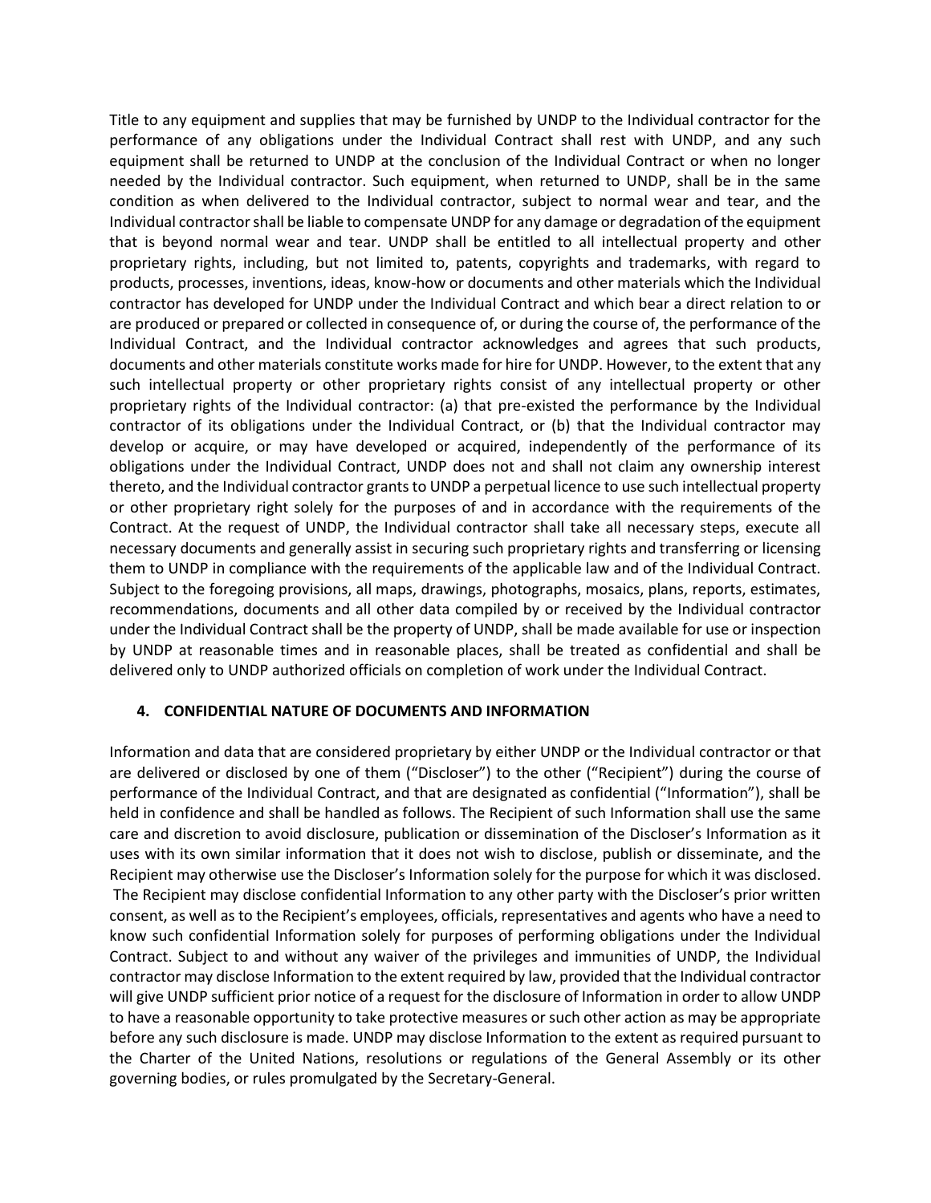Title to any equipment and supplies that may be furnished by UNDP to the Individual contractor for the performance of any obligations under the Individual Contract shall rest with UNDP, and any such equipment shall be returned to UNDP at the conclusion of the Individual Contract or when no longer needed by the Individual contractor. Such equipment, when returned to UNDP, shall be in the same condition as when delivered to the Individual contractor, subject to normal wear and tear, and the Individual contractor shall be liable to compensate UNDP for any damage or degradation of the equipment that is beyond normal wear and tear. UNDP shall be entitled to all intellectual property and other proprietary rights, including, but not limited to, patents, copyrights and trademarks, with regard to products, processes, inventions, ideas, know-how or documents and other materials which the Individual contractor has developed for UNDP under the Individual Contract and which bear a direct relation to or are produced or prepared or collected in consequence of, or during the course of, the performance of the Individual Contract, and the Individual contractor acknowledges and agrees that such products, documents and other materials constitute works made for hire for UNDP. However, to the extent that any such intellectual property or other proprietary rights consist of any intellectual property or other proprietary rights of the Individual contractor: (a) that pre-existed the performance by the Individual contractor of its obligations under the Individual Contract, or (b) that the Individual contractor may develop or acquire, or may have developed or acquired, independently of the performance of its obligations under the Individual Contract, UNDP does not and shall not claim any ownership interest thereto, and the Individual contractor grants to UNDP a perpetual licence to use such intellectual property or other proprietary right solely for the purposes of and in accordance with the requirements of the Contract. At the request of UNDP, the Individual contractor shall take all necessary steps, execute all necessary documents and generally assist in securing such proprietary rights and transferring or licensing them to UNDP in compliance with the requirements of the applicable law and of the Individual Contract. Subject to the foregoing provisions, all maps, drawings, photographs, mosaics, plans, reports, estimates, recommendations, documents and all other data compiled by or received by the Individual contractor under the Individual Contract shall be the property of UNDP, shall be made available for use or inspection by UNDP at reasonable times and in reasonable places, shall be treated as confidential and shall be delivered only to UNDP authorized officials on completion of work under the Individual Contract.

**4. CONFIDENTIAL NATURE OF DOCUMENTS AND INFORMATION**

Information and data that are considered proprietary by either UNDP or the Individual contractor or that are delivered or disclosed by one of them ("Discloser") to the other ("Recipient") during the course of performance of the Individual Contract, and that are designated as confidential ("Information"), shall be held in confidence and shall be handled as follows. The Recipient of such Information shall use the same care and discretion to avoid disclosure, publication or dissemination of the Discloser's Information as it uses with its own similar information that it does not wish to disclose, publish or disseminate, and the Recipient may otherwise use the Discloser's Information solely for the purpose for which it was disclosed. The Recipient may disclose confidential Information to any other party with the Discloser's prior written consent, as well as to the Recipient's employees, officials, representatives and agents who have a need to know such confidential Information solely for purposes of performing obligations under the Individual Contract. Subject to and without any waiver of the privileges and immunities of UNDP, the Individual contractor may disclose Information to the extent required by law, provided that the Individual contractor will give UNDP sufficient prior notice of a request for the disclosure of Information in order to allow UNDP to have a reasonable opportunity to take protective measures or such other action as may be appropriate before any such disclosure is made. UNDP may disclose Information to the extent as required pursuant to the Charter of the United Nations, resolutions or regulations of the General Assembly or its other governing bodies, or rules promulgated by the Secretary-General.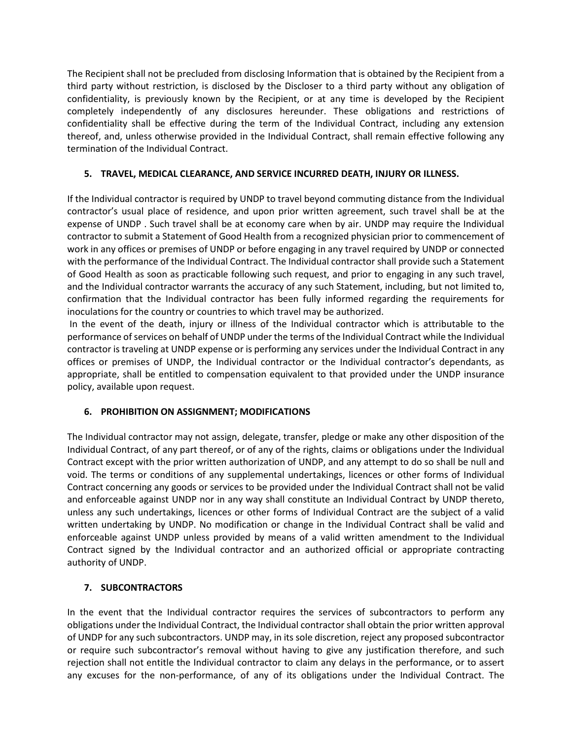The Recipient shall not be precluded from disclosing Information that is obtained by the Recipient from a third party without restriction, is disclosed by the Discloser to a third party without any obligation of confidentiality, is previously known by the Recipient, or at any time is developed by the Recipient completely independently of any disclosures hereunder. These obligations and restrictions of confidentiality shall be effective during the term of the Individual Contract, including any extension thereof, and, unless otherwise provided in the Individual Contract, shall remain effective following any termination of the Individual Contract.

## 5. TRAVEL, MEDICAL CLEARANCE, AND SERVICE INCURRED DEATH, INJURY OR ILLNESS.

If the Individual contractor is required by UNDP to travel beyond commuting distance from the Individual contractor's usual place of residence, and upon prior written agreement, such travel shall be at the expense of UNDP . Such travel shall be at economy care when by air. UNDP may require the Individual contractor to submit a Statement of Good Health from a recognized physician prior to commencement of work in any offices or premises of UNDP or before engaging in any travel required by UNDP or connected with the performance of the Individual Contract. The Individual contractor shall provide such a Statement of Good Health as soon as practicable following such request, and prior to engaging in any such travel, and the Individual contractor warrants the accuracy of any such Statement, including, but not limited to, confirmation that the Individual contractor has been fully informed regarding the requirements for inoculations for the country or countries to which travel may be authorized.

In the event of the death, injury or illness of the Individual contractor which is attributable to the performance of services on behalf of UNDP under the terms of the Individual Contract while the Individual contractor is traveling at UNDP expense or is performing any services under the Individual Contract in any offices or premises of UNDP, the Individual contractor or the Individual contractor's dependants, as appropriate, shall be entitled to compensation equivalent to that provided under the UNDP insurance policy, available upon request.

## 6. PROHIBITION ON ASSIGNMENT; MODIFICATIONS

The Individual contractor may not assign, delegate, transfer, pledge or make any other disposition of the Individual Contract, of any part thereof, or of any of the rights, claims or obligations under the Individual Contract except with the prior written authorization of UNDP, and any attempt to do so shall be null and void. The terms or conditions of any supplemental undertakings, licences or other forms of Individual Contract concerning any goods or services to be provided under the Individual Contract shall not be valid and enforceable against UNDP nor in any way shall constitute an Individual Contract by UNDP thereto, unless any such undertakings, licences or other forms of Individual Contract are the subject of a valid written undertaking by UNDP. No modification or change in the Individual Contract shall be valid and enforceable against UNDP unless provided by means of a valid written amendment to the Individual Contract signed by the Individual contractor and an authorized official or appropriate contracting authority of UNDP.

## 7. SUBCONTRACTORS

In the event that the Individual contractor requires the services of subcontractors to perform any obligations under the Individual Contract, the Individual contractor shall obtain the prior written approval of UNDP for any such subcontractors. UNDP may, in its sole discretion, reject any proposed subcontractor or require such subcontractor's removal without having to give any justification therefore, and such rejection shall not entitle the Individual contractor to claim any delays in the performance, or to assert any excuses for the non-performance, of any of its obligations under the Individual Contract. The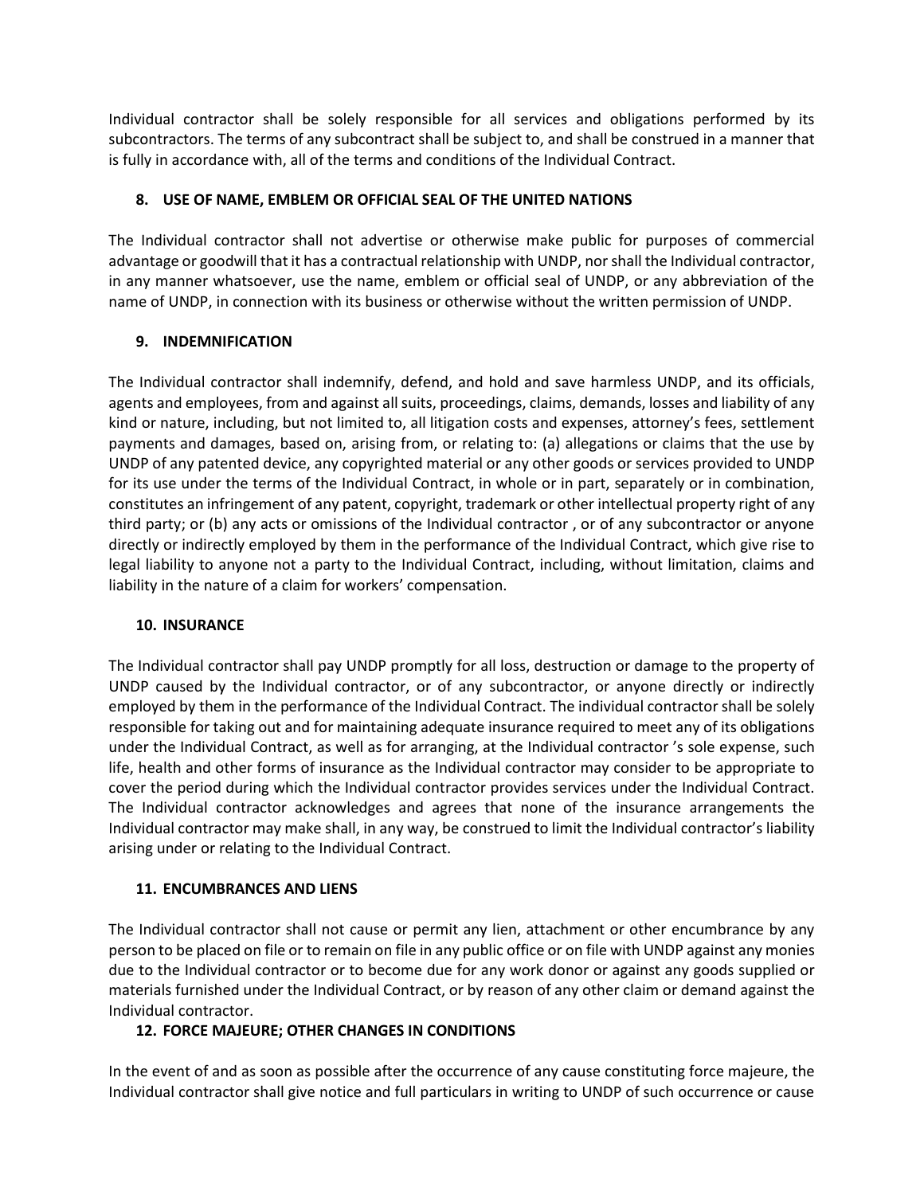Individual contractor shall be solely responsible for all services and obligations performed by its subcontractors. The terms of any subcontract shall be subject to, and shall be construed in a manner that is fully in accordance with, all of the terms and conditions of the Individual Contract.

## 8. USE OF NAME, EMBLEM OR OFFICIAL SEAL OF THE UNITED NATIONS

The Individual contractor shall not advertise or otherwise make public for purposes of commercial advantage or goodwill that it has a contractual relationship with UNDP, nor shall the Individual contractor, in any manner whatsoever, use the name, emblem or official seal of UNDP, or any abbreviation of the name of UNDP, in connection with its business or otherwise without the written permission of UNDP.

## 9. INDEMNIFICATION

The Individual contractor shall indemnify, defend, and hold and save harmless UNDP, and its officials, agents and employees, from and against all suits, proceedings, claims, demands, losses and liability of any kind or nature, including, but not limited to, all litigation costs and expenses, attorney's fees, settlement payments and damages, based on, arising from, or relating to: (a) allegations or claims that the use by UNDP of any patented device, any copyrighted material or any other goods or services provided to UNDP for its use under the terms of the Individual Contract, in whole or in part, separately or in combination, constitutes an infringement of any patent, copyright, trademark or other intellectual property right of any third party; or (b) any acts or omissions of the Individual contractor , or of any subcontractor or anyone directly or indirectly employed by them in the performance of the Individual Contract, which give rise to legal liability to anyone not a party to the Individual Contract, including, without limitation, claims and liability in the nature of a claim for workers' compensation.

## 10. INSURANCE

The Individual contractor shall pay UNDP promptly for all loss, destruction or damage to the property of UNDP caused by the Individual contractor, or of any subcontractor, or anyone directly or indirectly employed by them in the performance of the Individual Contract. The individual contractor shall be solely responsible for taking out and for maintaining adequate insurance required to meet any of its obligations under the Individual Contract, as well as for arranging, at the Individual contractor 's sole expense, such life, health and other forms of insurance as the Individual contractor may consider to be appropriate to cover the period during which the Individual contractor provides services under the Individual Contract. The Individual contractor acknowledges and agrees that none of the insurance arrangements the Individual contractor may make shall, in any way, be construed to limit the Individual contractor's liability arising under or relating to the Individual Contract.

## 11. ENCUMBRANCES AND LIENS

The Individual contractor shall not cause or permit any lien, attachment or other encumbrance by any person to be placed on file or to remain on file in any public office or on file with UNDP against any monies due to the Individual contractor or to become due for any work donor or against any goods supplied or materials furnished under the Individual Contract, or by reason of any other claim or demand against the Individual contractor.

## 12. FORCE MAJEURE; OTHER CHANGES IN CONDITIONS

In the event of and as soon as possible after the occurrence of any cause constituting force majeure, the Individual contractor shall give notice and full particulars in writing to UNDP of such occurrence or cause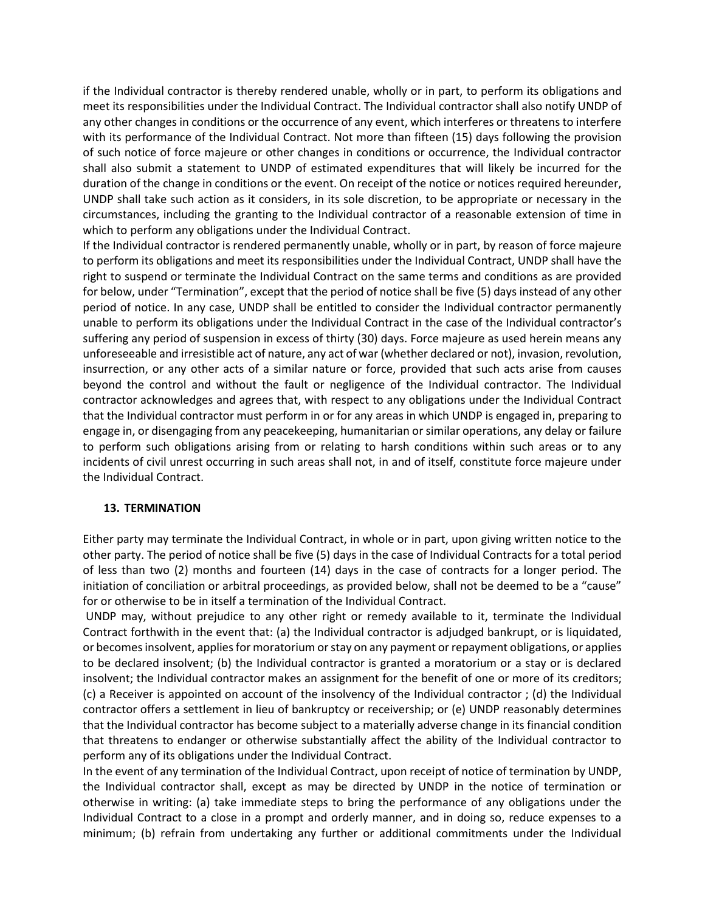if the Individual contractor is thereby rendered unable, wholly or in part, to perform its obligations and meet its responsibilities under the Individual Contract. The Individual contractor shall also notify UNDP of any other changes in conditions or the occurrence of any event, which interferes or threatens to interfere with its performance of the Individual Contract. Not more than fifteen (15) days following the provision of such notice of force majeure or other changes in conditions or occurrence, the Individual contractor shall also submit a statement to UNDP of estimated expenditures that will likely be incurred for the duration of the change in conditions or the event. On receipt of the notice or notices required hereunder, UNDP shall take such action as it considers, in its sole discretion, to be appropriate or necessary in the circumstances, including the granting to the Individual contractor of a reasonable extension of time in which to perform any obligations under the Individual Contract.

If the Individual contractor is rendered permanently unable, wholly or in part, by reason of force majeure to perform its obligations and meet its responsibilities under the Individual Contract, UNDP shall have the right to suspend or terminate the Individual Contract on the same terms and conditions as are provided for below, under "Termination", except that the period of notice shall be five (5) days instead of any other period of notice. In any case, UNDP shall be entitled to consider the Individual contractor permanently unable to perform its obligations under the Individual Contract in the case of the Individual contractor's suffering any period of suspension in excess of thirty (30) days. Force majeure as used herein means any unforeseeable and irresistible act of nature, any act of war (whether declared or not), invasion, revolution, insurrection, or any other acts of a similar nature or force, provided that such acts arise from causes beyond the control and without the fault or negligence of the Individual contractor. The Individual contractor acknowledges and agrees that, with respect to any obligations under the Individual Contract that the Individual contractor must perform in or for any areas in which UNDP is engaged in, preparing to engage in, or disengaging from any peacekeeping, humanitarian or similar operations, any delay or failure to perform such obligations arising from or relating to harsh conditions within such areas or to any incidents of civil unrest occurring in such areas shall not, in and of itself, constitute force majeure under the Individual Contract.

### 13. TERMINATION

Either party may terminate the Individual Contract, in whole or in part, upon giving written notice to the other party. The period of notice shall be five (5) days in the case of Individual Contracts for a total period of less than two (2) months and fourteen (14) days in the case of contracts for a longer period. The initiation of conciliation or arbitral proceedings, as provided below, shall not be deemed to be a "cause" for or otherwise to be in itself a termination of the Individual Contract.

UNDP may, without prejudice to any other right or remedy available to it, terminate the Individual Contract forthwith in the event that: (a) the Individual contractor is adjudged bankrupt, or is liquidated, or becomes insolvent, applies for moratorium or stay on any payment or repayment obligations, or applies to be declared insolvent; (b) the Individual contractor is granted a moratorium or a stay or is declared insolvent; the Individual contractor makes an assignment for the benefit of one or more of its creditors; (c) a Receiver is appointed on account of the insolvency of the Individual contractor ; (d) the Individual contractor offers a settlement in lieu of bankruptcy or receivership; or (e) UNDP reasonably determines that the Individual contractor has become subject to a materially adverse change in its financial condition that threatens to endanger or otherwise substantially affect the ability of the Individual contractor to perform any of its obligations under the Individual Contract.

In the event of any termination of the Individual Contract, upon receipt of notice of termination by UNDP, the Individual contractor shall, except as may be directed by UNDP in the notice of termination or otherwise in writing: (a) take immediate steps to bring the performance of any obligations under the Individual Contract to a close in a prompt and orderly manner, and in doing so, reduce expenses to a minimum; (b) refrain from undertaking any further or additional commitments under the Individual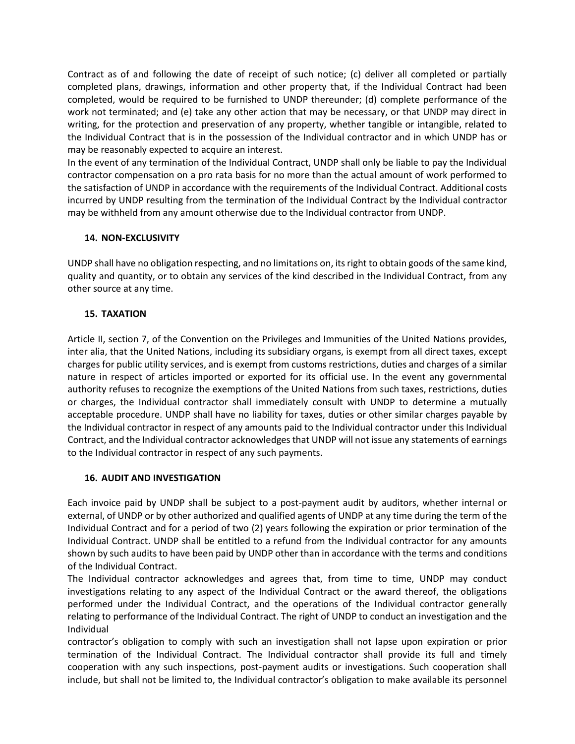Contract as of and following the date of receipt of such notice; (c) deliver all completed or partially completed plans, drawings, information and other property that, if the Individual Contract had been completed, would be required to be furnished to UNDP thereunder; (d) complete performance of the work not terminated; and (e) take any other action that may be necessary, or that UNDP may direct in writing, for the protection and preservation of any property, whether tangible or intangible, related to the Individual Contract that is in the possession of the Individual contractor and in which UNDP has or may be reasonably expected to acquire an interest.

In the event of any termination of the Individual Contract, UNDP shall only be liable to pay the Individual contractor compensation on a pro rata basis for no more than the actual amount of work performed to the satisfaction of UNDP in accordance with the requirements of the Individual Contract. Additional costs incurred by UNDP resulting from the termination of the Individual Contract by the Individual contractor may be withheld from any amount otherwise due to the Individual contractor from UNDP.

## 14. NON-EXCLUSIVITY

UNDP shall have no obligation respecting, and no limitations on, its right to obtain goods of the same kind, quality and quantity, or to obtain any services of the kind described in the Individual Contract, from any other source at any time.

## 15. TAXATION

Article II, section 7, of the Convention on the Privileges and Immunities of the United Nations provides, inter alia, that the United Nations, including its subsidiary organs, is exempt from all direct taxes, except charges for public utility services, and is exempt from customs restrictions, duties and charges of a similar nature in respect of articles imported or exported for its official use. In the event any governmental authority refuses to recognize the exemptions of the United Nations from such taxes, restrictions, duties or charges, the Individual contractor shall immediately consult with UNDP to determine a mutually acceptable procedure. UNDP shall have no liability for taxes, duties or other similar charges payable by the Individual contractor in respect of any amounts paid to the Individual contractor under this Individual Contract, and the Individual contractor acknowledges that UNDP will not issue any statements of earnings to the Individual contractor in respect of any such payments.

## 16. AUDIT AND INVESTIGATION

Each invoice paid by UNDP shall be subject to a post-payment audit by auditors, whether internal or external, of UNDP or by other authorized and qualified agents of UNDP at any time during the term of the Individual Contract and for a period of two (2) years following the expiration or prior termination of the Individual Contract. UNDP shall be entitled to a refund from the Individual contractor for any amounts shown by such audits to have been paid by UNDP other than in accordance with the terms and conditions of the Individual Contract.

The Individual contractor acknowledges and agrees that, from time to time, UNDP may conduct investigations relating to any aspect of the Individual Contract or the award thereof, the obligations performed under the Individual Contract, and the operations of the Individual contractor generally relating to performance of the Individual Contract. The right of UNDP to conduct an investigation and the Individual contractor's obligation to comply with such an investigation shall not lapse upon expiration or prior termination of the Individual Contract. The Individual contractor shall provide its full and timely cooperation with any such inspections, post-payment audits or investigations. Such cooperation shall include, but shall not be limited to, the Individual contractor's obligation to make available its personnel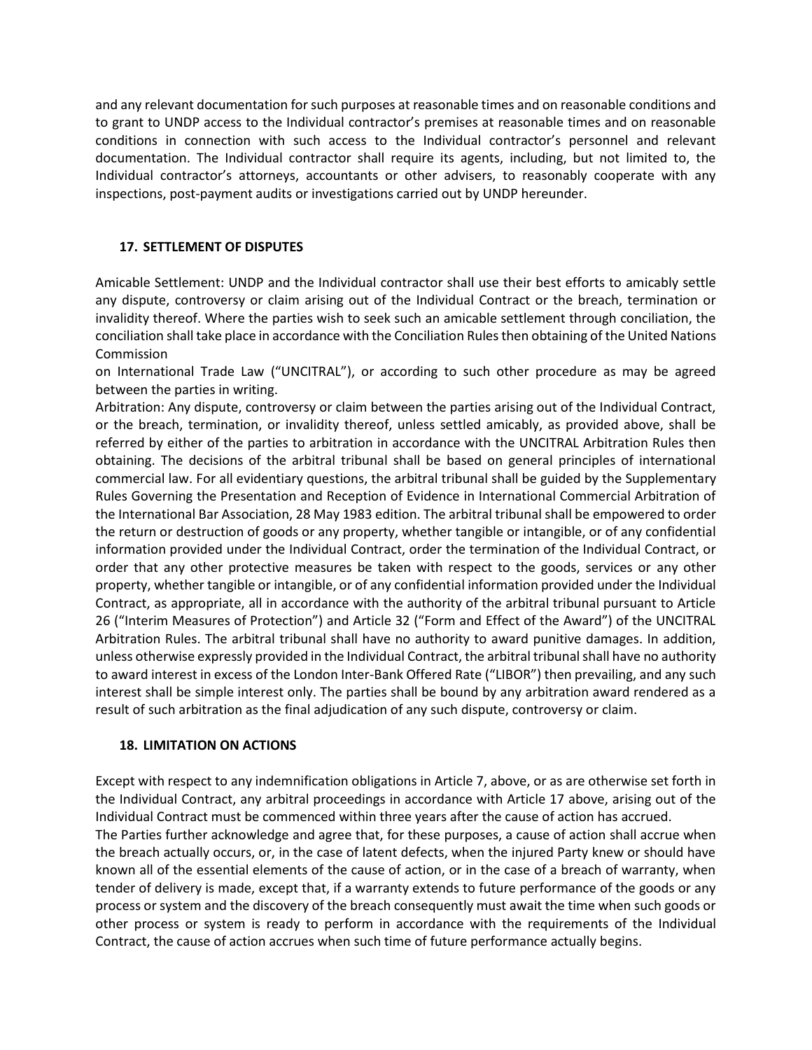and any relevant documentation for such purposes at reasonable times and on reasonable conditions and to grant to UNDP access to the Individual contractor's premises at reasonable times and on reasonable conditions in connection with such access to the Individual contractor's personnel and relevant documentation. The Individual contractor shall require its agents, including, but not limited to, the Individual contractor's attorneys, accountants or other advisers, to reasonably cooperate with any inspections, post-payment audits or investigations carried out by UNDP hereunder.

### 17. SETTLEMENT OF DISPUTES

Amicable Settlement: UNDP and the Individual contractor shall use their best efforts to amicably settle any dispute, controversy or claim arising out of the Individual Contract or the breach, termination or invalidity thereof. Where the parties wish to seek such an amicable settlement through conciliation, the conciliation shall take place in accordance with the Conciliation Rules then obtaining of the United Nations Commission
on International Trade Law ("UNCITRAL"), or according to such other procedure as may be agreed between the parties in writing.
Arbitration: Any dispute, controversy or claim between the parties arising out of the Individual Contract, or the breach, termination, or invalidity thereof, unless settled amicably, as provided above, shall be referred by either of the parties to arbitration in accordance with the UNCITRAL Arbitration Rules then obtaining. The decisions of the arbitral tribunal shall be based on general principles of international commercial law. For all evidentiary questions, the arbitral tribunal shall be guided by the Supplementary Rules Governing the Presentation and Reception of Evidence in International Commercial Arbitration of the International Bar Association, 28 May 1983 edition. The arbitral tribunal shall be empowered to order the return or destruction of goods or any property, whether tangible or intangible, or of any confidential information provided under the Individual Contract, order the termination of the Individual Contract, or order that any other protective measures be taken with respect to the goods, services or any other property, whether tangible or intangible, or of any confidential information provided under the Individual Contract, as appropriate, all in accordance with the authority of the arbitral tribunal pursuant to Article 26 ("Interim Measures of Protection") and Article 32 ("Form and Effect of the Award") of the UNCITRAL Arbitration Rules. The arbitral tribunal shall have no authority to award punitive damages. In addition, unless otherwise expressly provided in the Individual Contract, the arbitral tribunal shall have no authority to award interest in excess of the London Inter-Bank Offered Rate ("LIBOR") then prevailing, and any such interest shall be simple interest only. The parties shall be bound by any arbitration award rendered as a result of such arbitration as the final adjudication of any such dispute, controversy or claim.

### 18. LIMITATION ON ACTIONS

Except with respect to any indemnification obligations in Article 7, above, or as are otherwise set forth in the Individual Contract, any arbitral proceedings in accordance with Article 17 above, arising out of the Individual Contract must be commenced within three years after the cause of action has accrued.
The Parties further acknowledge and agree that, for these purposes, a cause of action shall accrue when the breach actually occurs, or, in the case of latent defects, when the injured Party knew or should have known all of the essential elements of the cause of action, or in the case of a breach of warranty, when tender of delivery is made, except that, if a warranty extends to future performance of the goods or any process or system and the discovery of the breach consequently must await the time when such goods or other process or system is ready to perform in accordance with the requirements of the Individual Contract, the cause of action accrues when such time of future performance actually begins.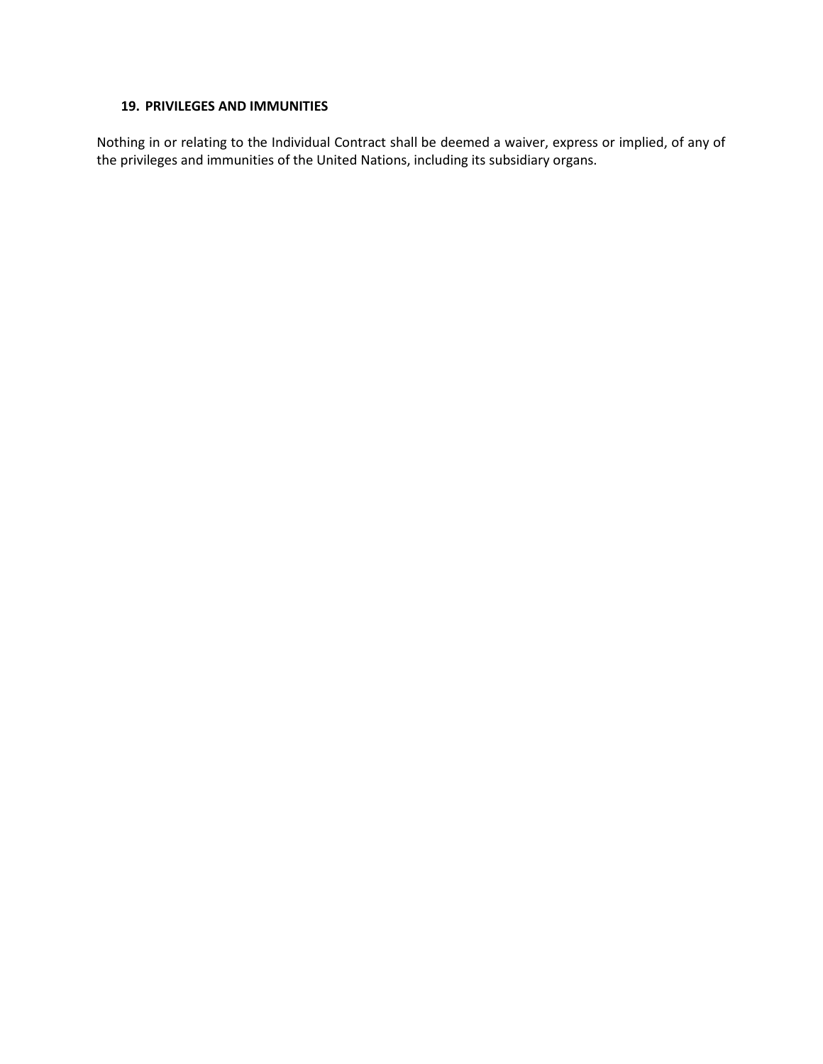### 19. PRIVILEGES AND IMMUNITIES

Nothing in or relating to the Individual Contract shall be deemed a waiver, express or implied, of any of the privileges and immunities of the United Nations, including its subsidiary organs.